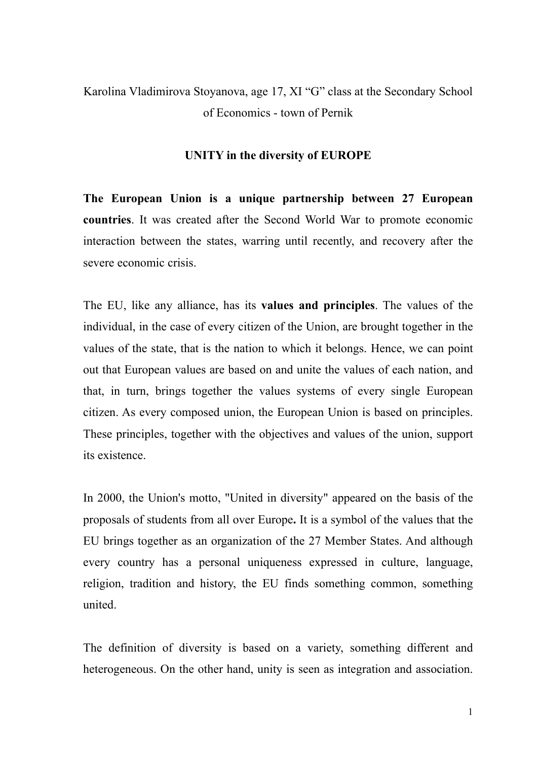Karolina Vladimirova Stoyanova, age 17, XI “G” class at the Secondary School of Economics - town of Pernik

# UNITY in the diversity of EUROPE

**The European Union is a unique partnership between 27 European countries**. It was created after the Second World War to promote economic interaction between the states, warring until recently, and recovery after the severe economic crisis.

The EU, like any alliance, has its **values and principles**. The values of the individual, in the case of every citizen of the Union, are brought together in the values of the state, that is the nation to which it belongs. Hence, we can point out that European values are based on and unite the values of each nation, and that, in turn, brings together the values systems of every single European citizen. As every composed union, the European Union is based on principles. These principles, together with the objectives and values of the union, support its existence.

In 2000, the Union's motto, "United in diversity" appeared on the basis of the proposals of students from all over Europe**.** It is a symbol of the values that the EU brings together as an organization of the 27 Member States. And although every country has a personal uniqueness expressed in culture, language, religion, tradition and history, the EU finds something common, something united.

The definition of diversity is based on a variety, something different and heterogeneous. On the other hand, unity is seen as integration and association.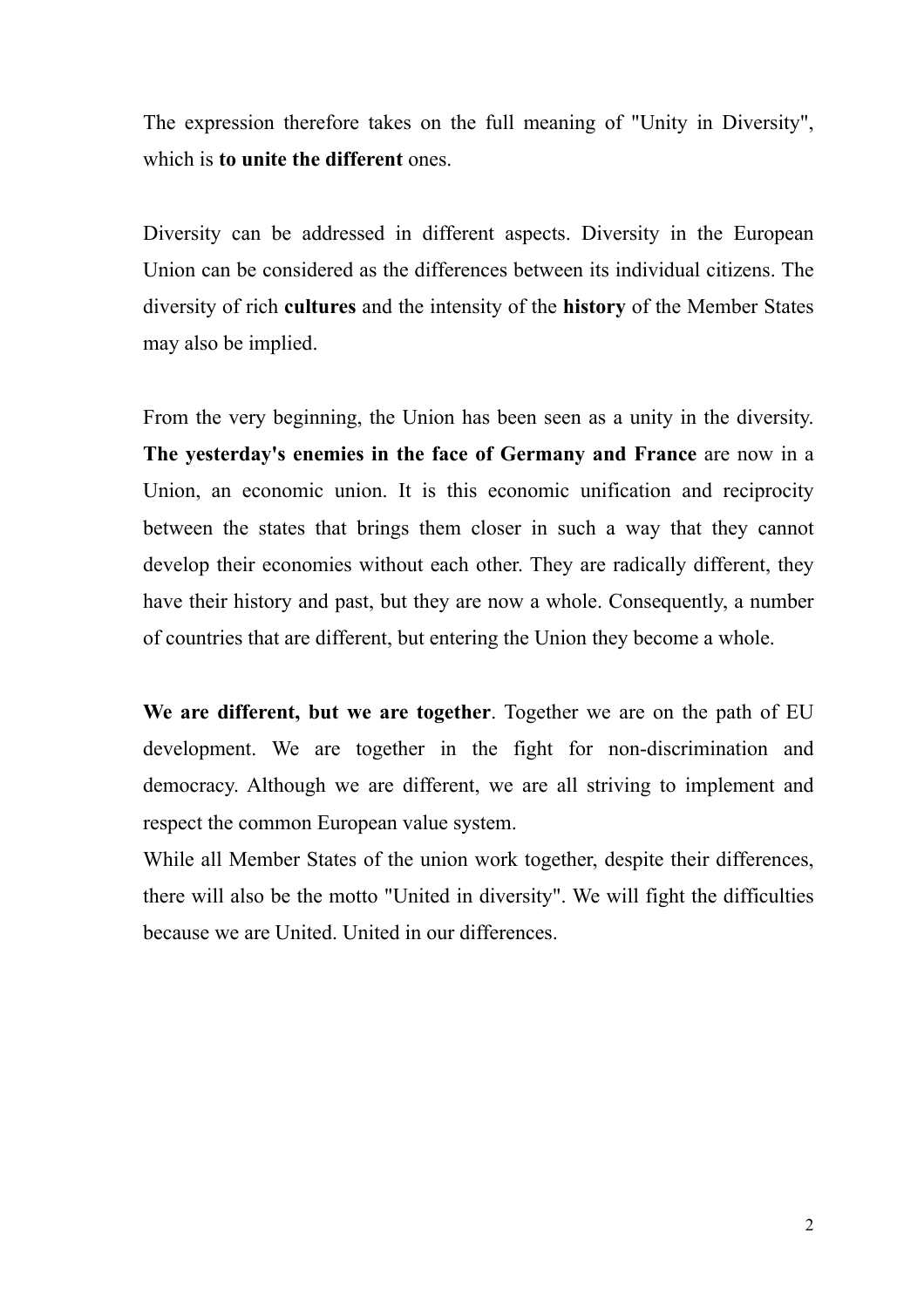The expression therefore takes on the full meaning of "Unity in Diversity", which is **to unite the different** ones.

Diversity can be addressed in different aspects. Diversity in the European Union can be considered as the differences between its individual citizens. The diversity of rich **cultures** and the intensity of the **history** of the Member States may also be implied.

From the very beginning, the Union has been seen as a unity in the diversity. **The yesterday's enemies in the face of Germany and France** are now in a Union, an economic union. It is this economic unification and reciprocity between the states that brings them closer in such a way that they cannot develop their economies without each other. They are radically different, they have their history and past, but they are now a whole. Consequently, a number of countries that are different, but entering the Union they become a whole.

**We are different, but we are together**. Together we are on the path of EU development. We are together in the fight for non-discrimination and democracy. Although we are different, we are all striving to implement and respect the common European value system.
While all Member States of the union work together, despite their differences, there will also be the motto "United in diversity". We will fight the difficulties because we are United. United in our differences.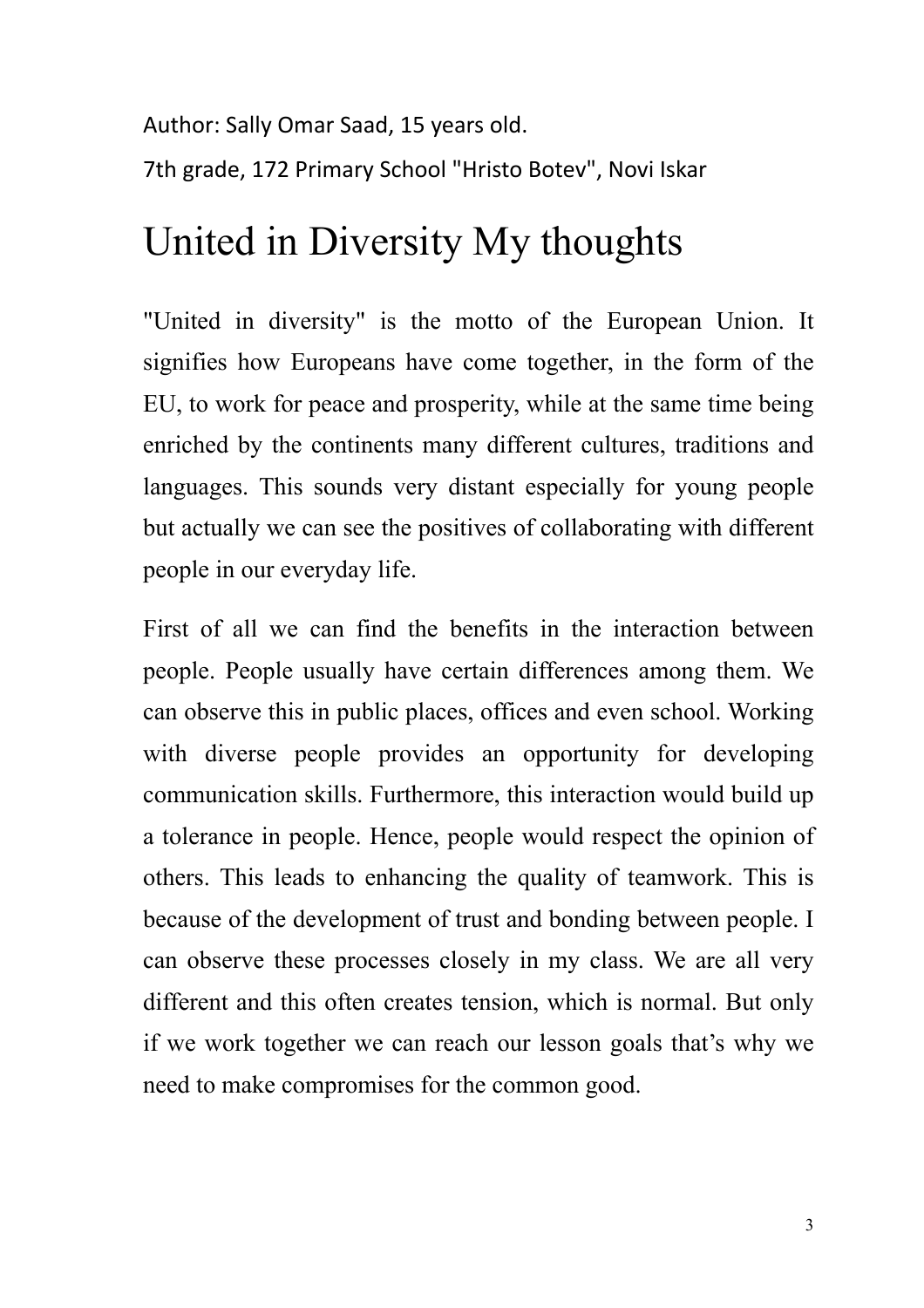Author: Sally Omar Saad, 15 years old.

7th grade, 172 Primary School "Hristo Botev", Novi Iskar

# United in Diversity My thoughts

"United in diversity" is the motto of the European Union. It signifies how Europeans have come together, in the form of the EU, to work for peace and prosperity, while at the same time being enriched by the continents many different cultures, traditions and languages. This sounds very distant especially for young people but actually we can see the positives of collaborating with different people in our everyday life.

First of all we can find the benefits in the interaction between people. People usually have certain differences among them. We can observe this in public places, offices and even school. Working with diverse people provides an opportunity for developing communication skills. Furthermore, this interaction would build up a tolerance in people. Hence, people would respect the opinion of others. This leads to enhancing the quality of teamwork. This is because of the development of trust and bonding between people. I can observe these processes closely in my class. We are all very different and this often creates tension, which is normal. But only if we work together we can reach our lesson goals that's why we need to make compromises for the common good.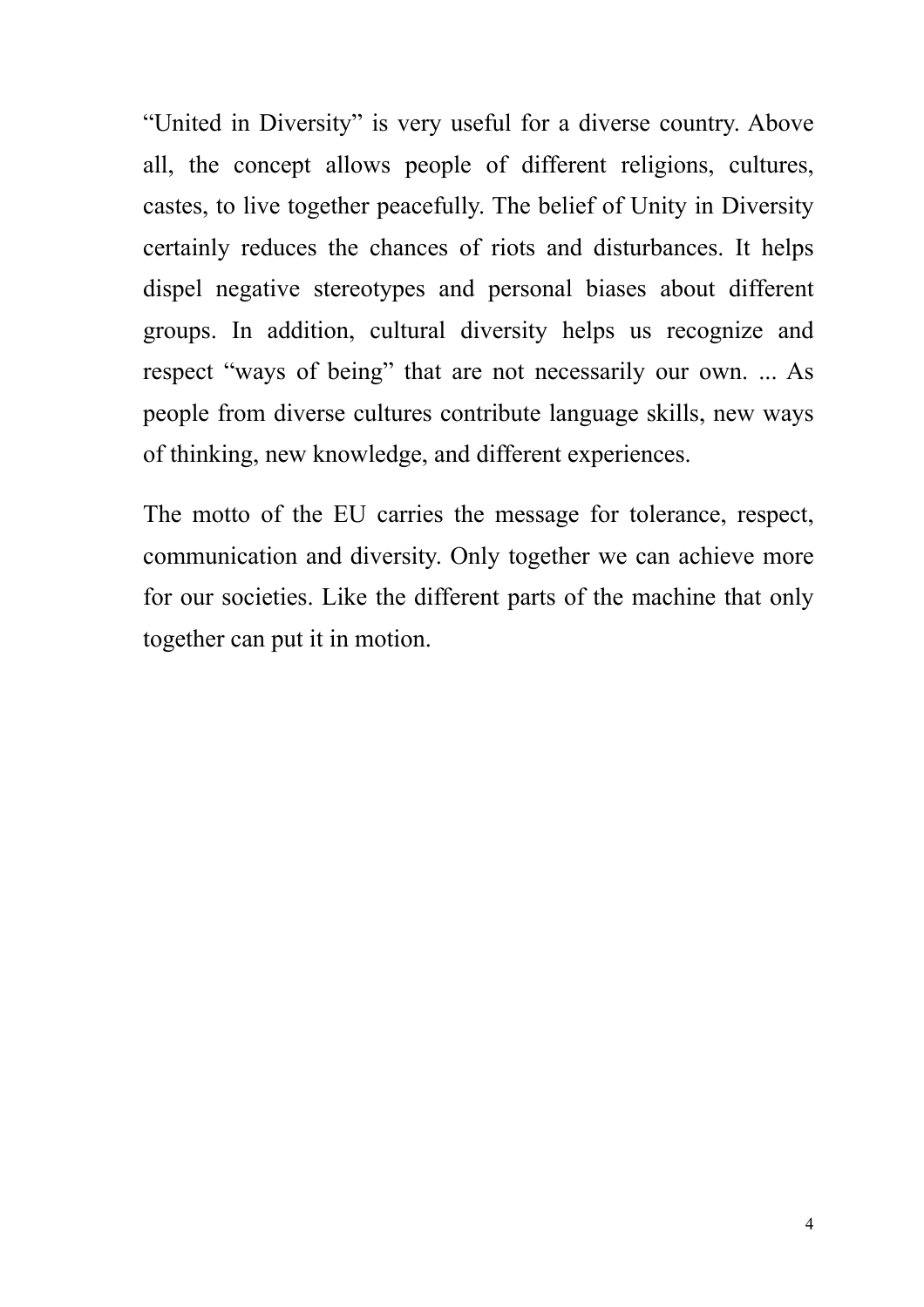“United in Diversity” is very useful for a diverse country. Above all, the concept allows people of different religions, cultures, castes, to live together peacefully. The belief of Unity in Diversity certainly reduces the chances of riots and disturbances. It helps dispel negative stereotypes and personal biases about different groups. In addition, cultural diversity helps us recognize and respect “ways of being” that are not necessarily our own. ... As people from diverse cultures contribute language skills, new ways of thinking, new knowledge, and different experiences.

The motto of the EU carries the message for tolerance, respect, communication and diversity. Only together we can achieve more for our societies. Like the different parts of the machine that only together can put it in motion.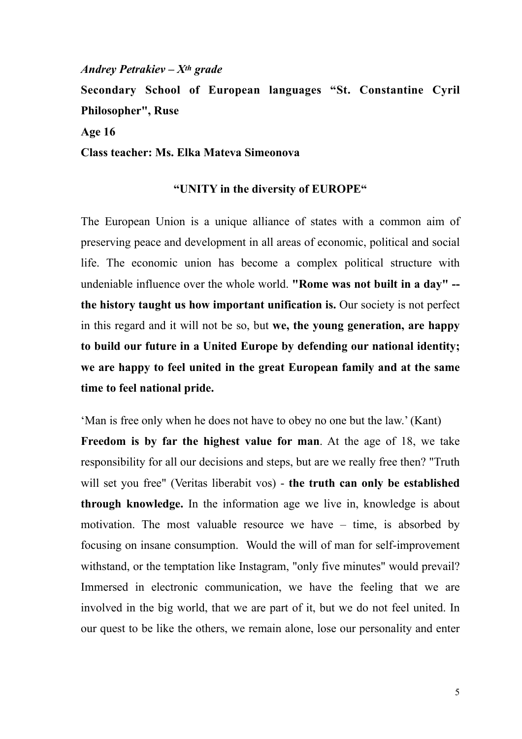*Andrey Petrakiev – X$^{th}$ grade*

**Secondary School of European languages "St. Constantine Cyril Philosopher", Ruse**

**Age 16**

**Class teacher: Ms. Elka Mateva Simeonova**

**"UNITY in the diversity of EUROPE"**

The European Union is a unique alliance of states with a common aim of preserving peace and development in all areas of economic, political and social life. The economic union has become a complex political structure with undeniable influence over the whole world. **"Rome was not built in a day" -- the history taught us how important unification is.** Our society is not perfect in this regard and it will not be so, but **we, the young generation, are happy to build our future in a United Europe by defending our national identity; we are happy to feel united in the great European family and at the same time to feel national pride.**

'Man is free only when he does not have to obey no one but the law.' (Kant)

**Freedom is by far the highest value for man**. At the age of 18, we take responsibility for all our decisions and steps, but are we really free then? "Truth will set you free" (Veritas liberabit vos) - **the truth can only be established through knowledge.** In the information age we live in, knowledge is about motivation. The most valuable resource we have – time, is absorbed by focusing on insane consumption. Would the will of man for self-improvement withstand, or the temptation like Instagram, "only five minutes" would prevail? Immersed in electronic communication, we have the feeling that we are involved in the big world, that we are part of it, but we do not feel united. In our quest to be like the others, we remain alone, lose our personality and enter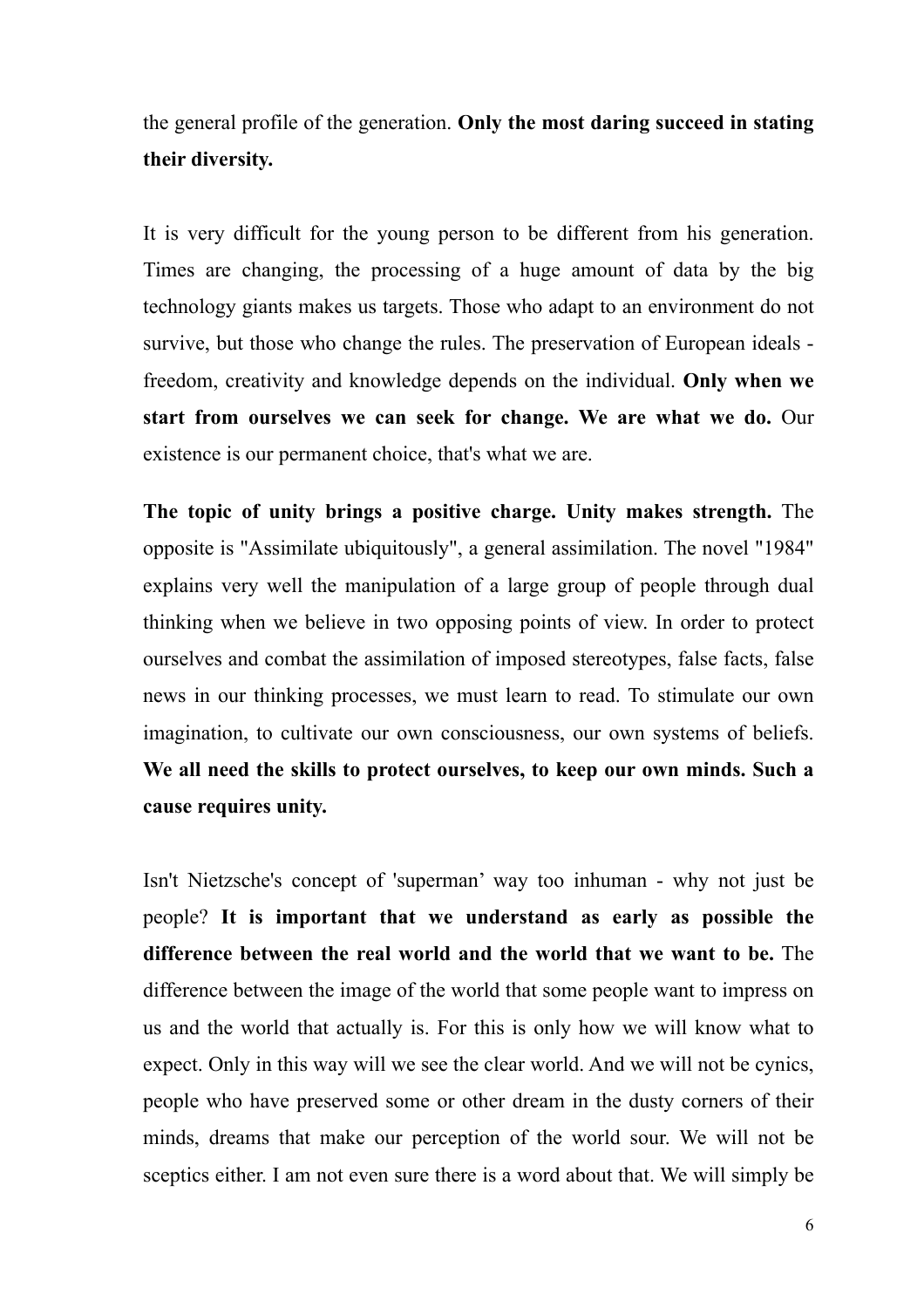the general profile of the generation. **Only the most daring succeed in stating their diversity.**

It is very difficult for the young person to be different from his generation. Times are changing, the processing of a huge amount of data by the big technology giants makes us targets. Those who adapt to an environment do not survive, but those who change the rules. The preservation of European ideals - freedom, creativity and knowledge depends on the individual. **Only when we start from ourselves we can seek for change. We are what we do.** Our existence is our permanent choice, that's what we are.

**The topic of unity brings a positive charge. Unity makes strength.** The opposite is "Assimilate ubiquitously", a general assimilation. The novel "1984" explains very well the manipulation of a large group of people through dual thinking when we believe in two opposing points of view. In order to protect ourselves and combat the assimilation of imposed stereotypes, false facts, false news in our thinking processes, we must learn to read. To stimulate our own imagination, to cultivate our own consciousness, our own systems of beliefs. **We all need the skills to protect ourselves, to keep our own minds. Such a cause requires unity.**

Isn't Nietzsche's concept of 'superman' way too inhuman - why not just be people? **It is important that we understand as early as possible the difference between the real world and the world that we want to be.** The difference between the image of the world that some people want to impress on us and the world that actually is. For this is only how we will know what to expect. Only in this way will we see the clear world. And we will not be cynics, people who have preserved some or other dream in the dusty corners of their minds, dreams that make our perception of the world sour. We will not be sceptics either. I am not even sure there is a word about that. We will simply be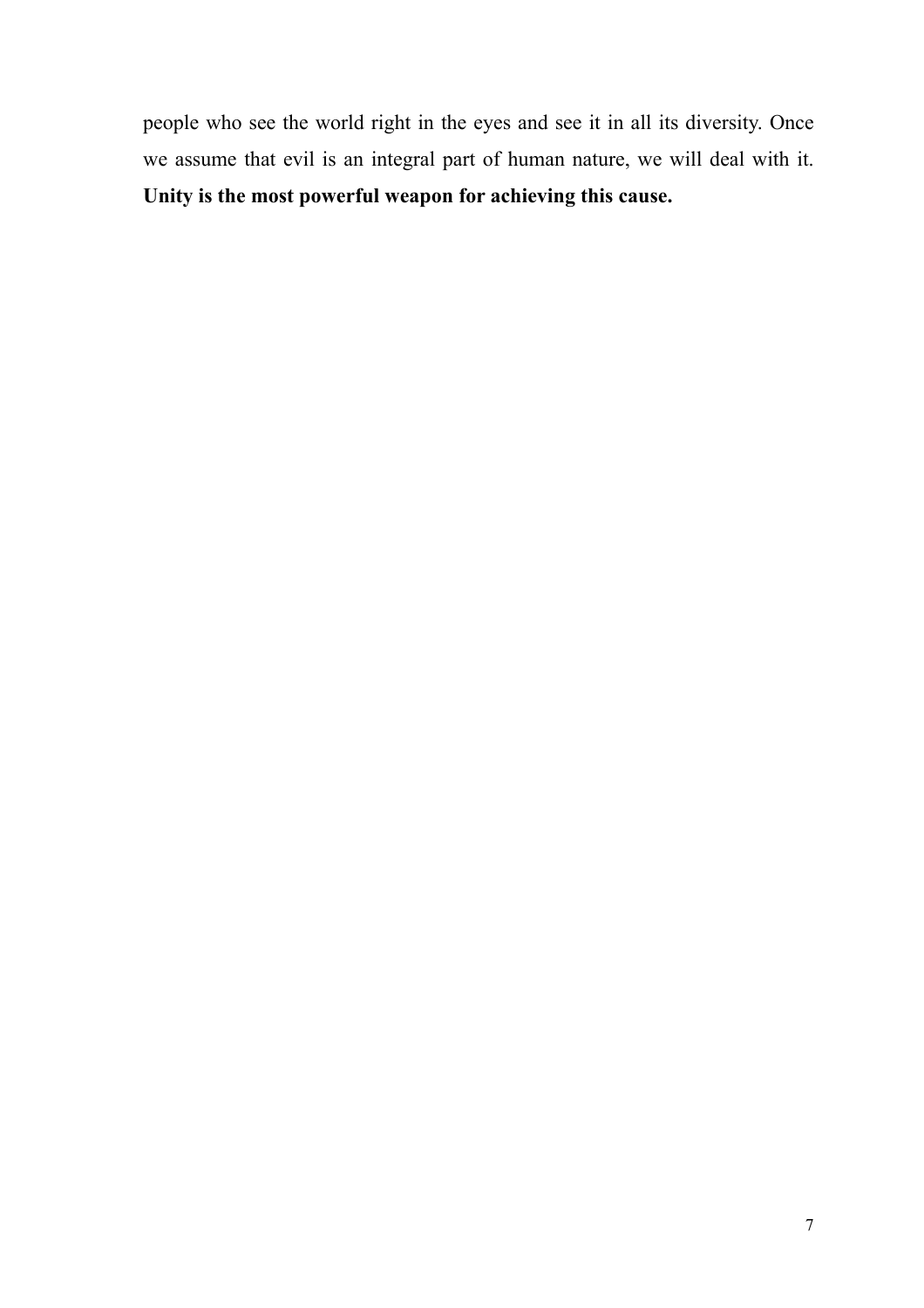people who see the world right in the eyes and see it in all its diversity. Once we assume that evil is an integral part of human nature, we will deal with it. **Unity is the most powerful weapon for achieving this cause.**